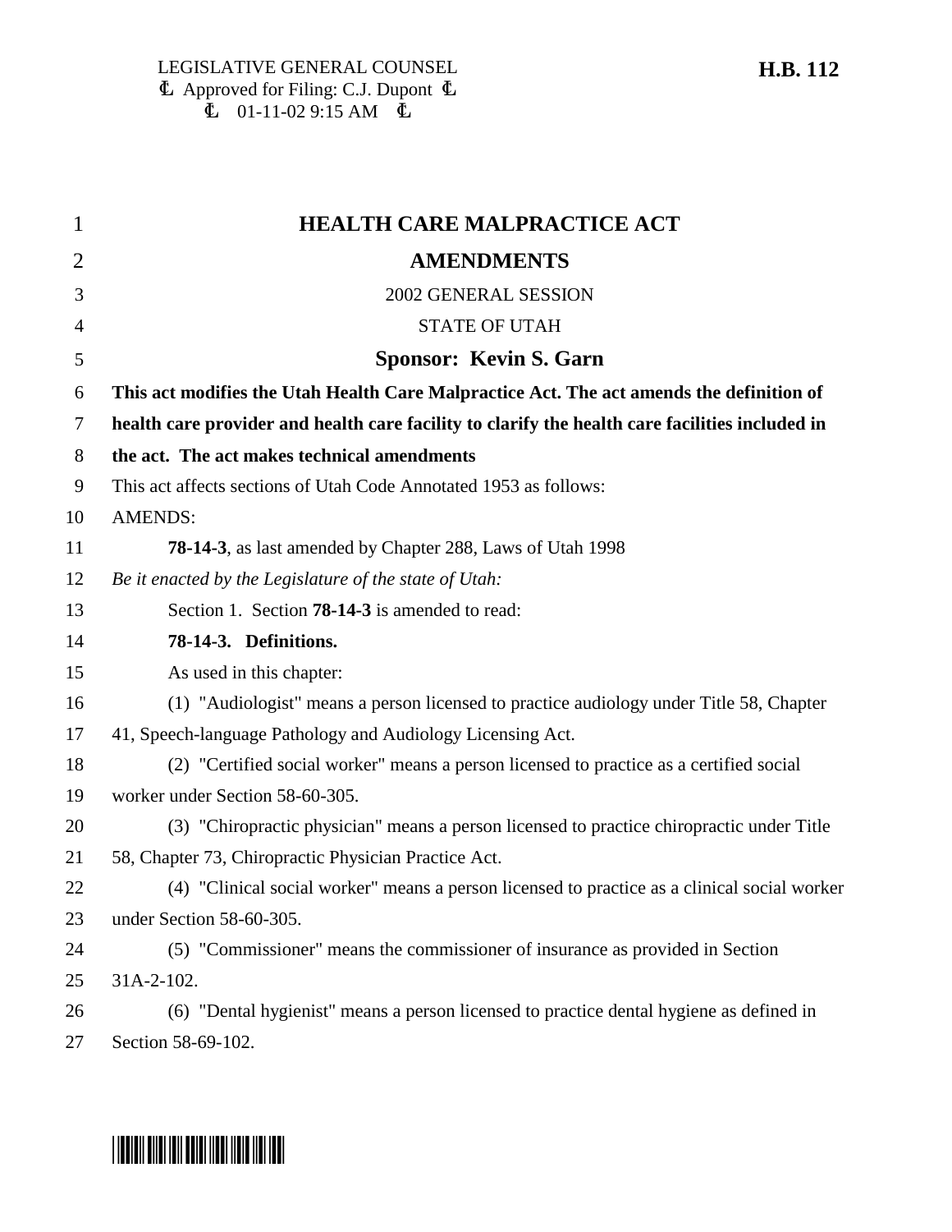LEGISLATIVE GENERAL COUNSEL
Approved for Filing: C.J. Dupont
01-11-02 9:15 AM

**H.B. 112**

# HEALTH CARE MALPRACTICE ACT AMENDMENTS

2002 GENERAL SESSION

STATE OF UTAH

## Sponsor: Kevin S. Garn

**This act modifies the Utah Health Care Malpractice Act. The act amends the definition of health care provider and health care facility to clarify the health care facilities included in the act. The act makes technical amendments**

This act affects sections of Utah Code Annotated 1953 as follows:

AMENDS:

**78-14-3**, as last amended by Chapter 288, Laws of Utah 1998

*Be it enacted by the Legislature of the state of Utah:*

Section 1. Section **78-14-3** is amended to read:

**78-14-3. Definitions.**

As used in this chapter:

(1) "Audiologist" means a person licensed to practice audiology under Title 58, Chapter 41, Speech-language Pathology and Audiology Licensing Act.

(2) "Certified social worker" means a person licensed to practice as a certified social worker under Section 58-60-305.

(3) "Chiropractic physician" means a person licensed to practice chiropractic under Title 58, Chapter 73, Chiropractic Physician Practice Act.

(4) "Clinical social worker" means a person licensed to practice as a clinical social worker under Section 58-60-305.

(5) "Commissioner" means the commissioner of insurance as provided in Section 31A-2-102.

(6) "Dental hygienist" means a person licensed to practice dental hygiene as defined in Section 58-69-102.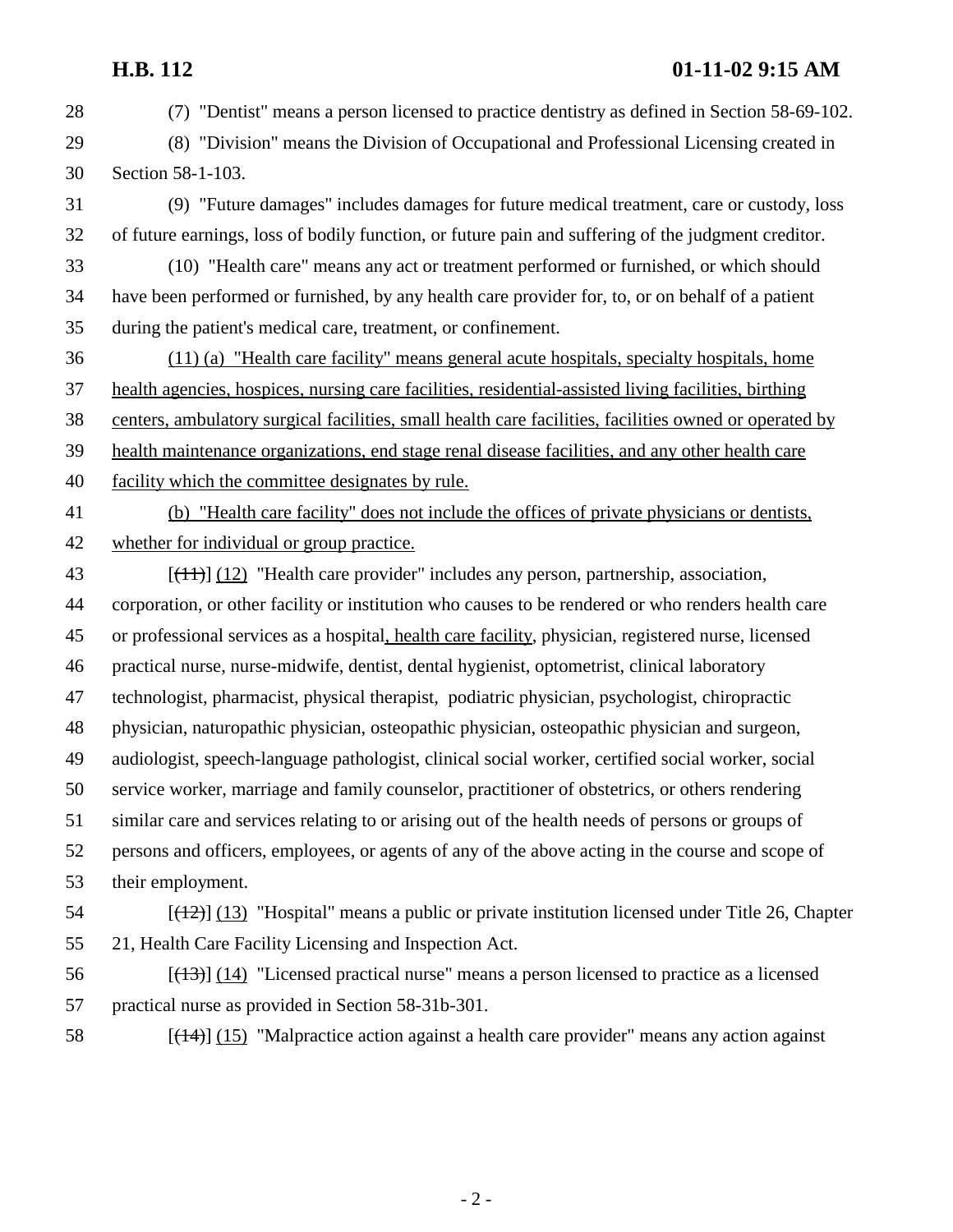(7) "Dentist" means a person licensed to practice dentistry as defined in Section 58-69-102.

(8) "Division" means the Division of Occupational and Professional Licensing created in Section 58-1-103.

(9) "Future damages" includes damages for future medical treatment, care or custody, loss of future earnings, loss of bodily function, or future pain and suffering of the judgment creditor.

(10) "Health care" means any act or treatment performed or furnished, or which should have been performed or furnished, by any health care provider for, to, or on behalf of a patient during the patient's medical care, treatment, or confinement.

<u>(11) (a) "Health care facility" means general acute hospitals, specialty hospitals, home health agencies, hospices, nursing care facilities, residential-assisted living facilities, birthing centers, ambulatory surgical facilities, small health care facilities, facilities owned or operated by health maintenance organizations, end stage renal disease facilities, and any other health care facility which the committee designates by rule.</u>

<u>(b) "Health care facility" does not include the offices of private physicians or dentists, whether for individual or group practice.</u>

[~~(11)~~] <u>(12)</u> "Health care provider" includes any person, partnership, association, corporation, or other facility or institution who causes to be rendered or who renders health care or professional services as a hospital<u>, health care facility</u>, physician, registered nurse, licensed practical nurse, nurse-midwife, dentist, dental hygienist, optometrist, clinical laboratory technologist, pharmacist, physical therapist, podiatric physician, psychologist, chiropractic physician, naturopathic physician, osteopathic physician, osteopathic physician and surgeon, audiologist, speech-language pathologist, clinical social worker, certified social worker, social service worker, marriage and family counselor, practitioner of obstetrics, or others rendering similar care and services relating to or arising out of the health needs of persons or groups of persons and officers, employees, or agents of any of the above acting in the course and scope of their employment.

[~~(12)~~] <u>(13)</u> "Hospital" means a public or private institution licensed under Title 26, Chapter 21, Health Care Facility Licensing and Inspection Act.

[~~(13)~~] <u>(14)</u> "Licensed practical nurse" means a person licensed to practice as a licensed practical nurse as provided in Section 58-31b-301.

[~~(14)~~] <u>(15)</u> "Malpractice action against a health care provider" means any action against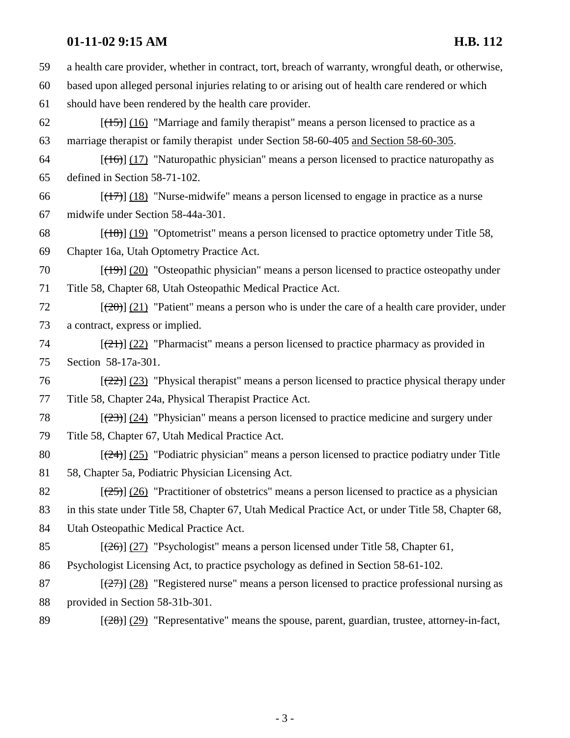a health care provider, whether in contract, tort, breach of warranty, wrongful death, or otherwise, based upon alleged personal injuries relating to or arising out of health care rendered or which should have been rendered by the health care provider.

[~~(15)~~] (16) "Marriage and family therapist" means a person licensed to practice as a marriage therapist or family therapist under Section 58-60-405 and Section 58-60-305.

[~~(16)~~] (17) "Naturopathic physician" means a person licensed to practice naturopathy as defined in Section 58-71-102.

[~~(17)~~] (18) "Nurse-midwife" means a person licensed to engage in practice as a nurse midwife under Section 58-44a-301.

[~~(18)~~] (19) "Optometrist" means a person licensed to practice optometry under Title 58, Chapter 16a, Utah Optometry Practice Act.

[~~(19)~~] (20) "Osteopathic physician" means a person licensed to practice osteopathy under Title 58, Chapter 68, Utah Osteopathic Medical Practice Act.

[~~(20)~~] (21) "Patient" means a person who is under the care of a health care provider, under a contract, express or implied.

[~~(21)~~] (22) "Pharmacist" means a person licensed to practice pharmacy as provided in Section 58-17a-301.

[~~(22)~~] (23) "Physical therapist" means a person licensed to practice physical therapy under Title 58, Chapter 24a, Physical Therapist Practice Act.

[~~(23)~~] (24) "Physician" means a person licensed to practice medicine and surgery under Title 58, Chapter 67, Utah Medical Practice Act.

[~~(24)~~] (25) "Podiatric physician" means a person licensed to practice podiatry under Title 58, Chapter 5a, Podiatric Physician Licensing Act.

[~~(25)~~] (26) "Practitioner of obstetrics" means a person licensed to practice as a physician in this state under Title 58, Chapter 67, Utah Medical Practice Act, or under Title 58, Chapter 68, Utah Osteopathic Medical Practice Act.

[~~(26)~~] (27) "Psychologist" means a person licensed under Title 58, Chapter 61, Psychologist Licensing Act, to practice psychology as defined in Section 58-61-102.

[~~(27)~~] (28) "Registered nurse" means a person licensed to practice professional nursing as provided in Section 58-31b-301.

[~~(28)~~] (29) "Representative" means the spouse, parent, guardian, trustee, attorney-in-fact,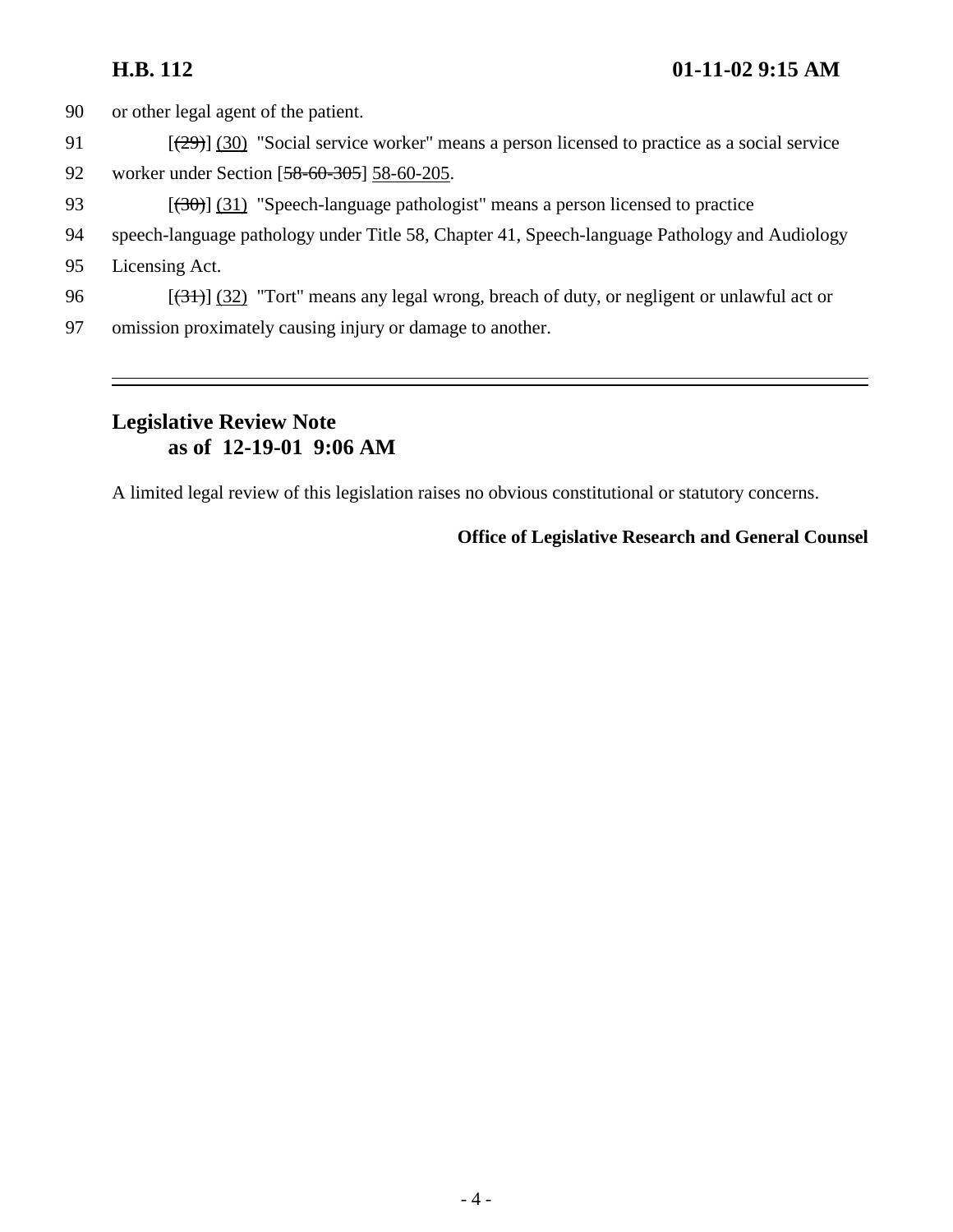90 or other legal agent of the patient.

91 [~~(29)~~] (30) "Social service worker" means a person licensed to practice as a social service

92 worker under Section [~~58-60-305~~] 58-60-205.

93 [~~(30)~~] (31) "Speech-language pathologist" means a person licensed to practice

94 speech-language pathology under Title 58, Chapter 41, Speech-language Pathology and Audiology

95 Licensing Act.

96 [~~(31)~~] (32) "Tort" means any legal wrong, breach of duty, or negligent or unlawful act or

97 omission proximately causing injury or damage to another.

---

## Legislative Review Note
## as of 12-19-01 9:06 AM

A limited legal review of this legislation raises no obvious constitutional or statutory concerns.

**Office of Legislative Research and General Counsel**